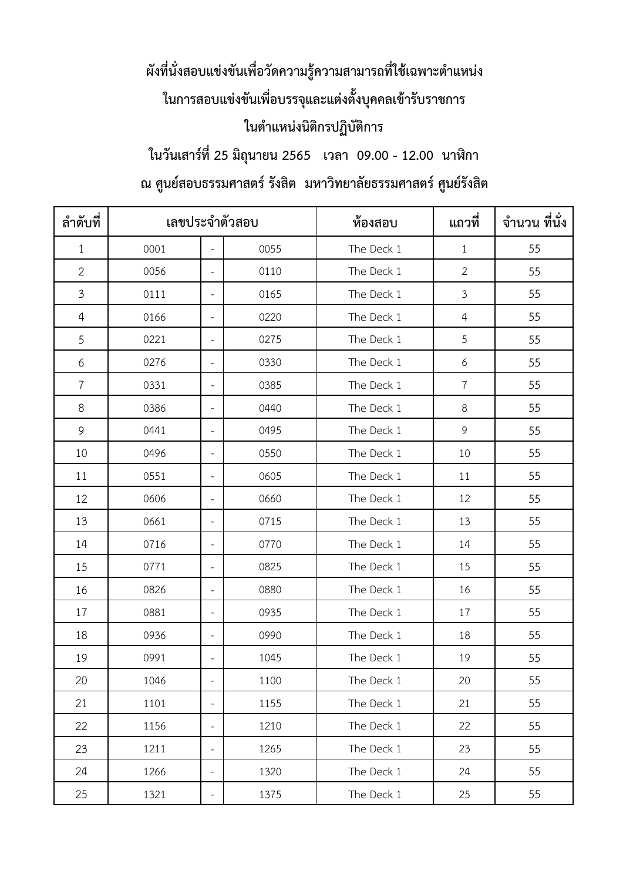**ผังที่นั่งสอบแข่งขันเพื่อวัดความรู้ความสามารถที่ใช้เฉพาะตำแหน่ง**

**ในการสอบแข่งขันเพื่อบรรจุและแต่งตั้งบุคคลเข้ารับราชการ**

**ในตำแหน่งนิติกรปฏิบัติการ**

**ในวันเสาร์ที่ 25 มิถุนายน 2565 เวลา 09.00 - 12.00 นาฬิกา**

**ณ ศูนย์สอบธรรมศาสตร์ รังสิต มหาวิทยาลัยธรรมศาสตร์ ศูนย์รังสิต**

| ลำดับที่ | เลขประจำตัวสอบ | | | ห้องสอบ | แถวที่ | จำนวน ที่นั่ง |
|---|---|---|---|---|---|---|
| 1 | 0001 | - | 0055 | The Deck 1 | 1 | 55 |
| 2 | 0056 | - | 0110 | The Deck 1 | 2 | 55 |
| 3 | 0111 | - | 0165 | The Deck 1 | 3 | 55 |
| 4 | 0166 | - | 0220 | The Deck 1 | 4 | 55 |
| 5 | 0221 | - | 0275 | The Deck 1 | 5 | 55 |
| 6 | 0276 | - | 0330 | The Deck 1 | 6 | 55 |
| 7 | 0331 | - | 0385 | The Deck 1 | 7 | 55 |
| 8 | 0386 | - | 0440 | The Deck 1 | 8 | 55 |
| 9 | 0441 | - | 0495 | The Deck 1 | 9 | 55 |
| 10 | 0496 | - | 0550 | The Deck 1 | 10 | 55 |
| 11 | 0551 | - | 0605 | The Deck 1 | 11 | 55 |
| 12 | 0606 | - | 0660 | The Deck 1 | 12 | 55 |
| 13 | 0661 | - | 0715 | The Deck 1 | 13 | 55 |
| 14 | 0716 | - | 0770 | The Deck 1 | 14 | 55 |
| 15 | 0771 | - | 0825 | The Deck 1 | 15 | 55 |
| 16 | 0826 | - | 0880 | The Deck 1 | 16 | 55 |
| 17 | 0881 | - | 0935 | The Deck 1 | 17 | 55 |
| 18 | 0936 | - | 0990 | The Deck 1 | 18 | 55 |
| 19 | 0991 | - | 1045 | The Deck 1 | 19 | 55 |
| 20 | 1046 | - | 1100 | The Deck 1 | 20 | 55 |
| 21 | 1101 | - | 1155 | The Deck 1 | 21 | 55 |
| 22 | 1156 | - | 1210 | The Deck 1 | 22 | 55 |
| 23 | 1211 | - | 1265 | The Deck 1 | 23 | 55 |
| 24 | 1266 | - | 1320 | The Deck 1 | 24 | 55 |
| 25 | 1321 | - | 1375 | The Deck 1 | 25 | 55 |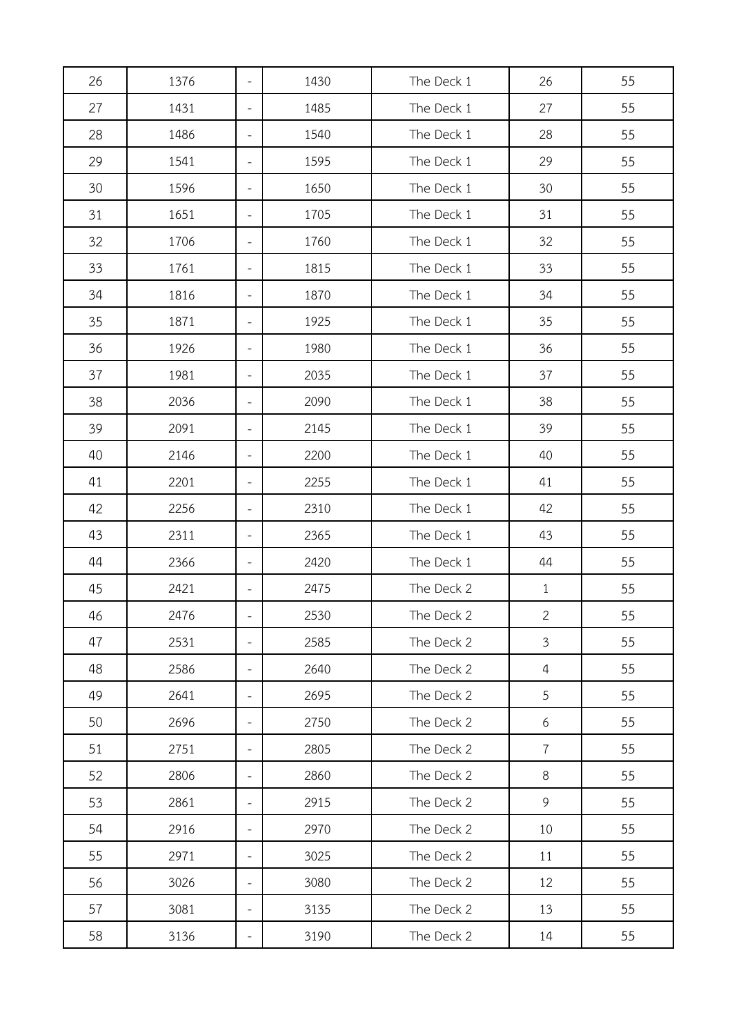| | | | | | | |
|---|---|---|---|---|---|---|
| 26 | 1376 | - | 1430 | The Deck 1 | 26 | 55 |
| 27 | 1431 | - | 1485 | The Deck 1 | 27 | 55 |
| 28 | 1486 | - | 1540 | The Deck 1 | 28 | 55 |
| 29 | 1541 | - | 1595 | The Deck 1 | 29 | 55 |
| 30 | 1596 | - | 1650 | The Deck 1 | 30 | 55 |
| 31 | 1651 | - | 1705 | The Deck 1 | 31 | 55 |
| 32 | 1706 | - | 1760 | The Deck 1 | 32 | 55 |
| 33 | 1761 | - | 1815 | The Deck 1 | 33 | 55 |
| 34 | 1816 | - | 1870 | The Deck 1 | 34 | 55 |
| 35 | 1871 | - | 1925 | The Deck 1 | 35 | 55 |
| 36 | 1926 | - | 1980 | The Deck 1 | 36 | 55 |
| 37 | 1981 | - | 2035 | The Deck 1 | 37 | 55 |
| 38 | 2036 | - | 2090 | The Deck 1 | 38 | 55 |
| 39 | 2091 | - | 2145 | The Deck 1 | 39 | 55 |
| 40 | 2146 | - | 2200 | The Deck 1 | 40 | 55 |
| 41 | 2201 | - | 2255 | The Deck 1 | 41 | 55 |
| 42 | 2256 | - | 2310 | The Deck 1 | 42 | 55 |
| 43 | 2311 | - | 2365 | The Deck 1 | 43 | 55 |
| 44 | 2366 | - | 2420 | The Deck 1 | 44 | 55 |
| 45 | 2421 | - | 2475 | The Deck 2 | 1 | 55 |
| 46 | 2476 | - | 2530 | The Deck 2 | 2 | 55 |
| 47 | 2531 | - | 2585 | The Deck 2 | 3 | 55 |
| 48 | 2586 | - | 2640 | The Deck 2 | 4 | 55 |
| 49 | 2641 | - | 2695 | The Deck 2 | 5 | 55 |
| 50 | 2696 | - | 2750 | The Deck 2 | 6 | 55 |
| 51 | 2751 | - | 2805 | The Deck 2 | 7 | 55 |
| 52 | 2806 | - | 2860 | The Deck 2 | 8 | 55 |
| 53 | 2861 | - | 2915 | The Deck 2 | 9 | 55 |
| 54 | 2916 | - | 2970 | The Deck 2 | 10 | 55 |
| 55 | 2971 | - | 3025 | The Deck 2 | 11 | 55 |
| 56 | 3026 | - | 3080 | The Deck 2 | 12 | 55 |
| 57 | 3081 | - | 3135 | The Deck 2 | 13 | 55 |
| 58 | 3136 | - | 3190 | The Deck 2 | 14 | 55 |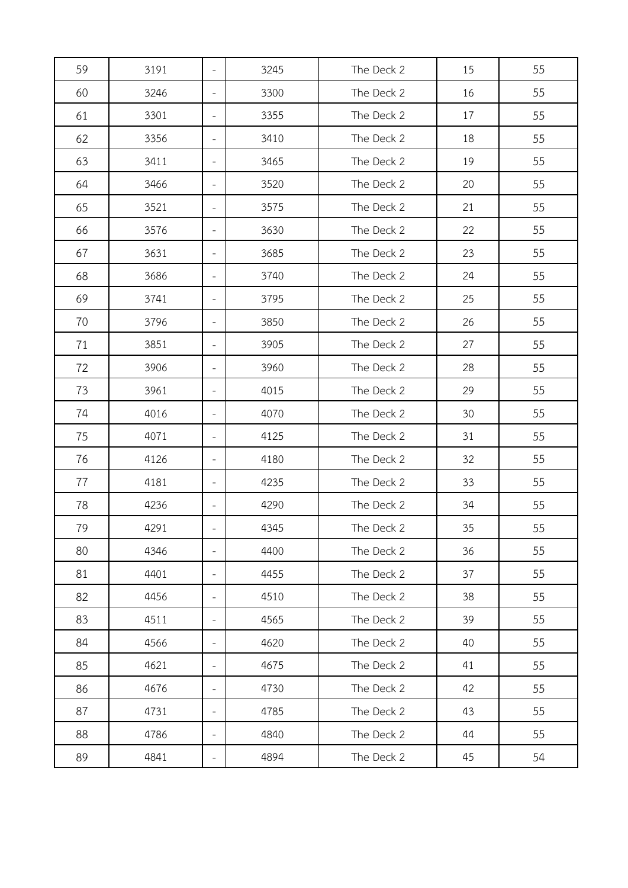| | | | | | | |
|---|---|---|---|---|---|---|
| 59 | 3191 | - | 3245 | The Deck 2 | 15 | 55 |
| 60 | 3246 | - | 3300 | The Deck 2 | 16 | 55 |
| 61 | 3301 | - | 3355 | The Deck 2 | 17 | 55 |
| 62 | 3356 | - | 3410 | The Deck 2 | 18 | 55 |
| 63 | 3411 | - | 3465 | The Deck 2 | 19 | 55 |
| 64 | 3466 | - | 3520 | The Deck 2 | 20 | 55 |
| 65 | 3521 | - | 3575 | The Deck 2 | 21 | 55 |
| 66 | 3576 | - | 3630 | The Deck 2 | 22 | 55 |
| 67 | 3631 | - | 3685 | The Deck 2 | 23 | 55 |
| 68 | 3686 | - | 3740 | The Deck 2 | 24 | 55 |
| 69 | 3741 | - | 3795 | The Deck 2 | 25 | 55 |
| 70 | 3796 | - | 3850 | The Deck 2 | 26 | 55 |
| 71 | 3851 | - | 3905 | The Deck 2 | 27 | 55 |
| 72 | 3906 | - | 3960 | The Deck 2 | 28 | 55 |
| 73 | 3961 | - | 4015 | The Deck 2 | 29 | 55 |
| 74 | 4016 | - | 4070 | The Deck 2 | 30 | 55 |
| 75 | 4071 | - | 4125 | The Deck 2 | 31 | 55 |
| 76 | 4126 | - | 4180 | The Deck 2 | 32 | 55 |
| 77 | 4181 | - | 4235 | The Deck 2 | 33 | 55 |
| 78 | 4236 | - | 4290 | The Deck 2 | 34 | 55 |
| 79 | 4291 | - | 4345 | The Deck 2 | 35 | 55 |
| 80 | 4346 | - | 4400 | The Deck 2 | 36 | 55 |
| 81 | 4401 | - | 4455 | The Deck 2 | 37 | 55 |
| 82 | 4456 | - | 4510 | The Deck 2 | 38 | 55 |
| 83 | 4511 | - | 4565 | The Deck 2 | 39 | 55 |
| 84 | 4566 | - | 4620 | The Deck 2 | 40 | 55 |
| 85 | 4621 | - | 4675 | The Deck 2 | 41 | 55 |
| 86 | 4676 | - | 4730 | The Deck 2 | 42 | 55 |
| 87 | 4731 | - | 4785 | The Deck 2 | 43 | 55 |
| 88 | 4786 | - | 4840 | The Deck 2 | 44 | 55 |
| 89 | 4841 | - | 4894 | The Deck 2 | 45 | 54 |